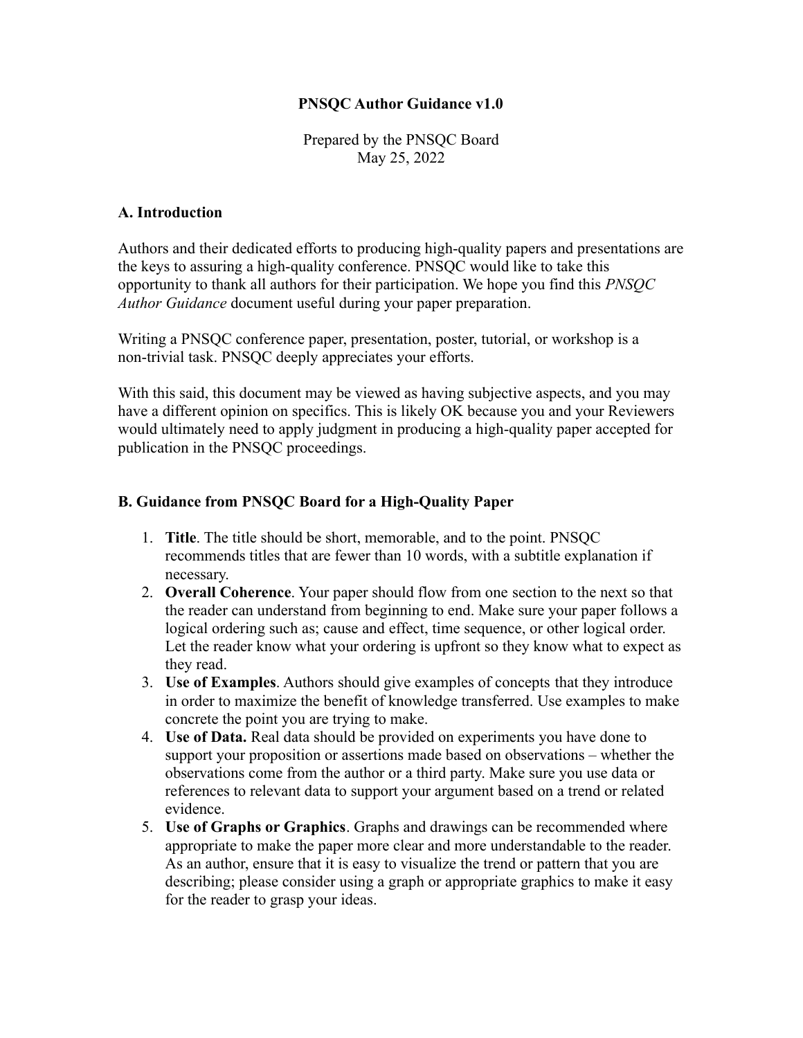# PNSQC Author Guidance v1.0

Prepared by the PNSQC Board
May 25, 2022

## A. Introduction

Authors and their dedicated efforts to producing high-quality papers and presentations are the keys to assuring a high-quality conference. PNSQC would like to take this opportunity to thank all authors for their participation. We hope you find this *PNSQC Author Guidance* document useful during your paper preparation.

Writing a PNSQC conference paper, presentation, poster, tutorial, or workshop is a non-trivial task. PNSQC deeply appreciates your efforts.

With this said, this document may be viewed as having subjective aspects, and you may have a different opinion on specifics. This is likely OK because you and your Reviewers would ultimately need to apply judgment in producing a high-quality paper accepted for publication in the PNSQC proceedings.

## B. Guidance from PNSQC Board for a High-Quality Paper

1. **Title**. The title should be short, memorable, and to the point. PNSQC recommends titles that are fewer than 10 words, with a subtitle explanation if necessary.
2. **Overall Coherence**. Your paper should flow from one section to the next so that the reader can understand from beginning to end. Make sure your paper follows a logical ordering such as; cause and effect, time sequence, or other logical order. Let the reader know what your ordering is upfront so they know what to expect as they read.
3. **Use of Examples**. Authors should give examples of concepts that they introduce in order to maximize the benefit of knowledge transferred. Use examples to make concrete the point you are trying to make.
4. **Use of Data.** Real data should be provided on experiments you have done to support your proposition or assertions made based on observations – whether the observations come from the author or a third party. Make sure you use data or references to relevant data to support your argument based on a trend or related evidence.
5. **Use of Graphs or Graphics**. Graphs and drawings can be recommended where appropriate to make the paper more clear and more understandable to the reader. As an author, ensure that it is easy to visualize the trend or pattern that you are describing; please consider using a graph or appropriate graphics to make it easy for the reader to grasp your ideas.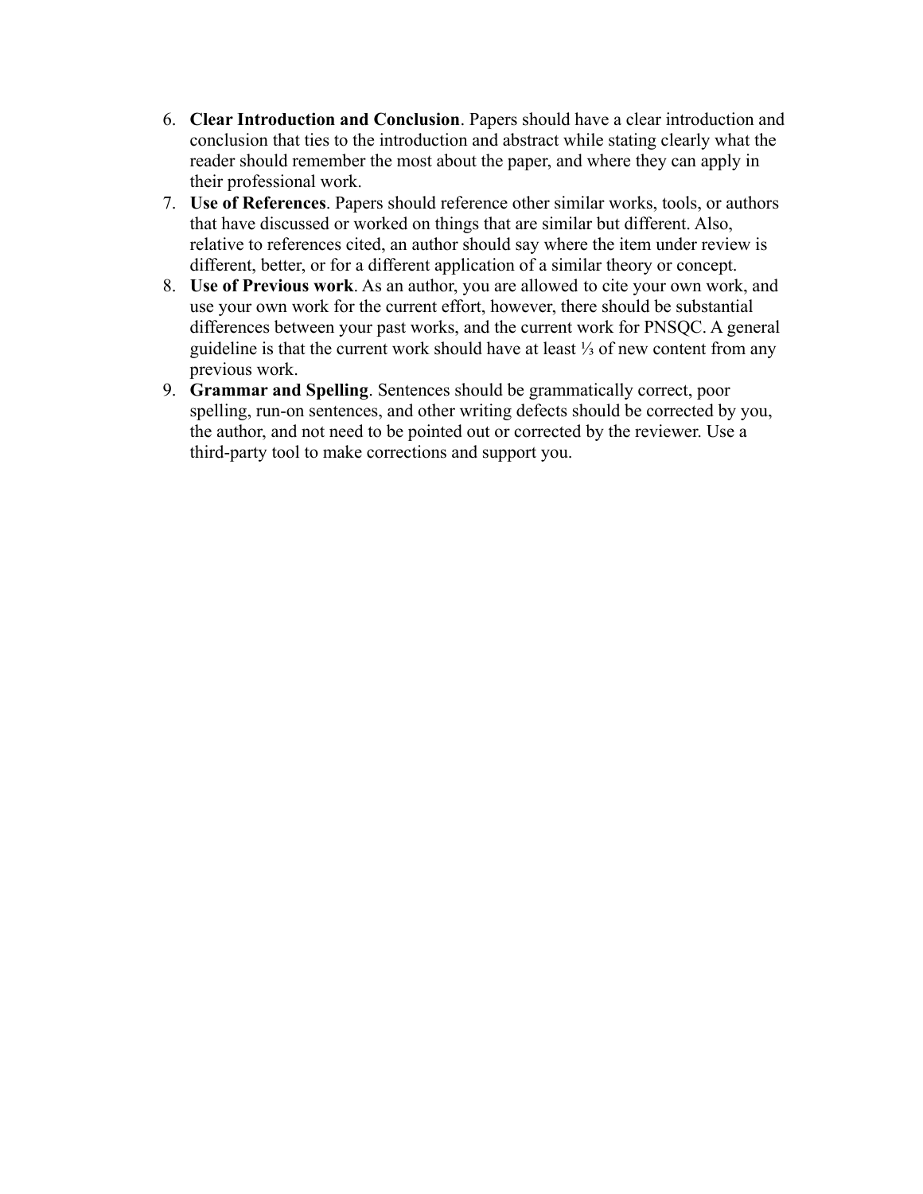6. **Clear Introduction and Conclusion**. Papers should have a clear introduction and conclusion that ties to the introduction and abstract while stating clearly what the reader should remember the most about the paper, and where they can apply in their professional work.
7. **Use of References**. Papers should reference other similar works, tools, or authors that have discussed or worked on things that are similar but different. Also, relative to references cited, an author should say where the item under review is different, better, or for a different application of a similar theory or concept.
8. **Use of Previous work**. As an author, you are allowed to cite your own work, and use your own work for the current effort, however, there should be substantial differences between your past works, and the current work for PNSQC. A general guideline is that the current work should have at least ⅓ of new content from any previous work.
9. **Grammar and Spelling**. Sentences should be grammatically correct, poor spelling, run-on sentences, and other writing defects should be corrected by you, the author, and not need to be pointed out or corrected by the reviewer. Use a third-party tool to make corrections and support you.